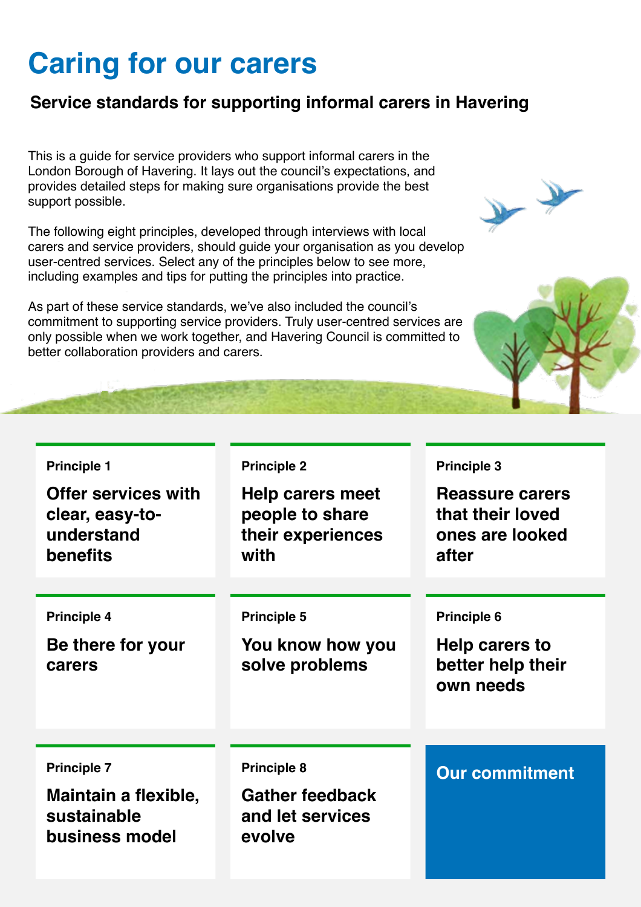# Caring for our carers

## Service standards for supporting informal carers in Havering

This is a guide for service providers who support informal carers in the London Borough of Havering. It lays out the council's expectations, and provides detailed steps for making sure organisations provide the best support possible.

The following eight principles, developed through interviews with local carers and service providers, should guide your organisation as you develop user-centred services. Select any of the principles below to see more, including examples and tips for putting the principles into practice.

As part of these service standards, we've also included the council's commitment to supporting service providers. Truly user-centred services are only possible when we work together, and Havering Council is committed to better collaboration providers and carers.

**Principle 1**

**Offer services with clear, easy-to-understand benefits**

**Principle 2**

**Help carers meet people to share their experiences with**

**Principle 3**

**Reassure carers that their loved ones are looked after**

**Principle 4**

**Be there for your carers**

**Principle 5**

**You know how you solve problems**

**Principle 6**

**Help carers to better help their own needs**

**Principle 7**

**Maintain a flexible, sustainable business model**

**Principle 8**

**Gather feedback and let services evolve**

**Our commitment**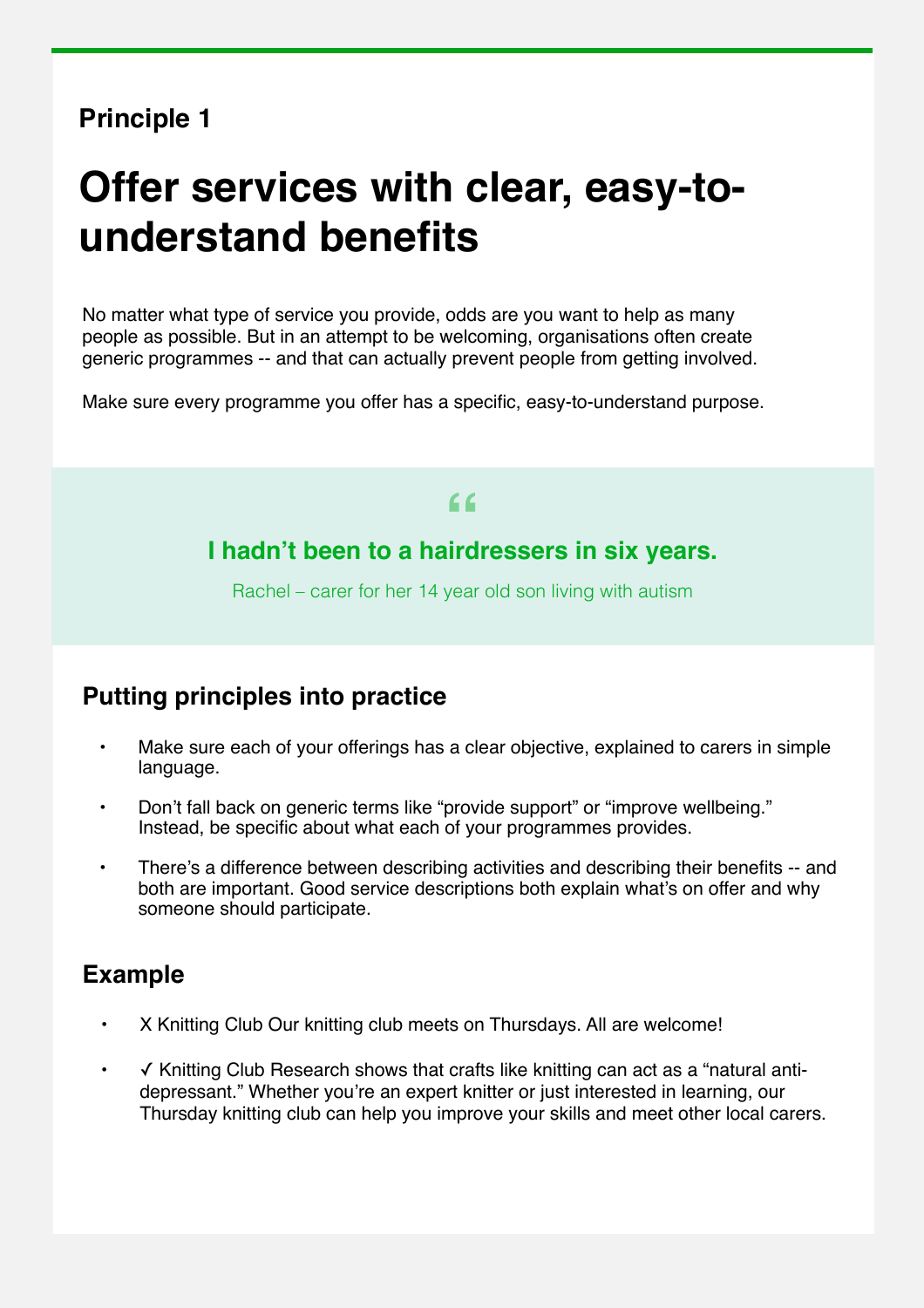**Principle 1**

# Offer services with clear, easy-to-understand benefits

No matter what type of service you provide, odds are you want to help as many people as possible. But in an attempt to be welcoming, organisations often create generic programmes -- and that can actually prevent people from getting involved.

Make sure every programme you offer has a specific, easy-to-understand purpose.

> **I hadn't been to a hairdressers in six years.**
>
> Rachel – carer for her 14 year old son living with autism

## Putting principles into practice

- Make sure each of your offerings has a clear objective, explained to carers in simple language.
- Don't fall back on generic terms like "provide support" or "improve wellbeing." Instead, be specific about what each of your programmes provides.
- There's a difference between describing activities and describing their benefits -- and both are important. Good service descriptions both explain what's on offer and why someone should participate.

## Example

- X Knitting Club Our knitting club meets on Thursdays. All are welcome!
- ✓ Knitting Club Research shows that crafts like knitting can act as a "natural anti-depressant." Whether you're an expert knitter or just interested in learning, our Thursday knitting club can help you improve your skills and meet other local carers.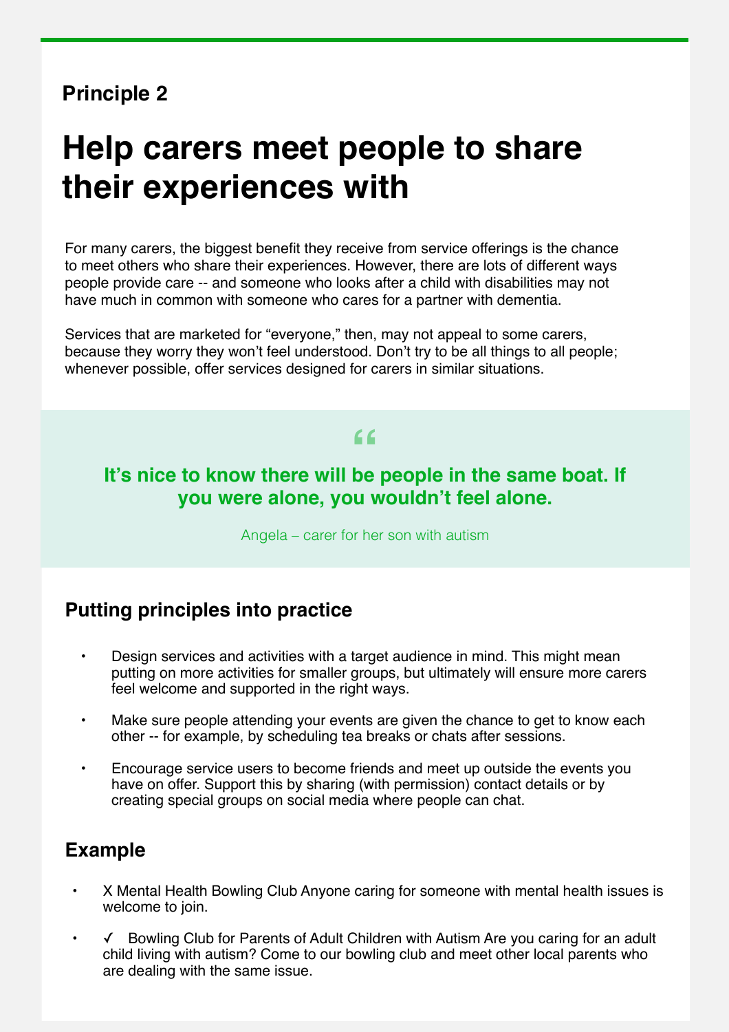**Principle 2**

# Help carers meet people to share their experiences with

For many carers, the biggest benefit they receive from service offerings is the chance to meet others who share their experiences. However, there are lots of different ways people provide care -- and someone who looks after a child with disabilities may not have much in common with someone who cares for a partner with dementia.

Services that are marketed for "everyone," then, may not appeal to some carers, because they worry they won't feel understood. Don't try to be all things to all people; whenever possible, offer services designed for carers in similar situations.

> **It's nice to know there will be people in the same boat. If you were alone, you wouldn't feel alone.**
>
> Angela – carer for her son with autism

## Putting principles into practice

- Design services and activities with a target audience in mind. This might mean putting on more activities for smaller groups, but ultimately will ensure more carers feel welcome and supported in the right ways.
- Make sure people attending your events are given the chance to get to know each other -- for example, by scheduling tea breaks or chats after sessions.
- Encourage service users to become friends and meet up outside the events you have on offer. Support this by sharing (with permission) contact details or by creating special groups on social media where people can chat.

## Example

- X Mental Health Bowling Club Anyone caring for someone with mental health issues is welcome to join.
- ✓ Bowling Club for Parents of Adult Children with Autism Are you caring for an adult child living with autism? Come to our bowling club and meet other local parents who are dealing with the same issue.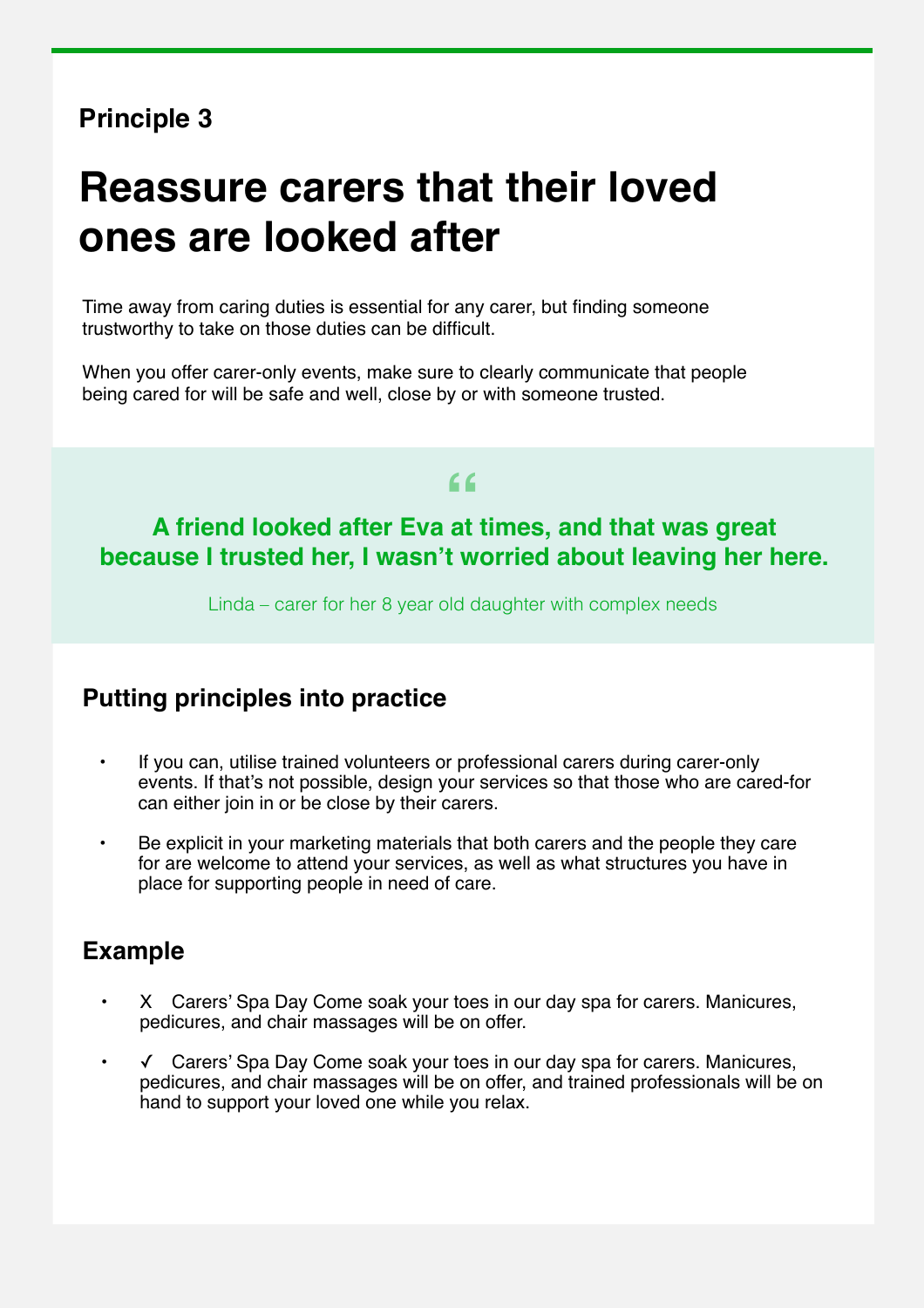**Principle 3**

# Reassure carers that their loved ones are looked after

Time away from caring duties is essential for any carer, but finding someone trustworthy to take on those duties can be difficult.

When you offer carer-only events, make sure to clearly communicate that people being cared for will be safe and well, close by or with someone trusted.

> **A friend looked after Eva at times, and that was great because I trusted her, I wasn't worried about leaving her here.**
>
> Linda – carer for her 8 year old daughter with complex needs

## Putting principles into practice

- If you can, utilise trained volunteers or professional carers during carer-only events. If that's not possible, design your services so that those who are cared-for can either join in or be close by their carers.
- Be explicit in your marketing materials that both carers and the people they care for are welcome to attend your services, as well as what structures you have in place for supporting people in need of care.

## Example

- X Carers' Spa Day Come soak your toes in our day spa for carers. Manicures, pedicures, and chair massages will be on offer.
- ✓ Carers' Spa Day Come soak your toes in our day spa for carers. Manicures, pedicures, and chair massages will be on offer, and trained professionals will be on hand to support your loved one while you relax.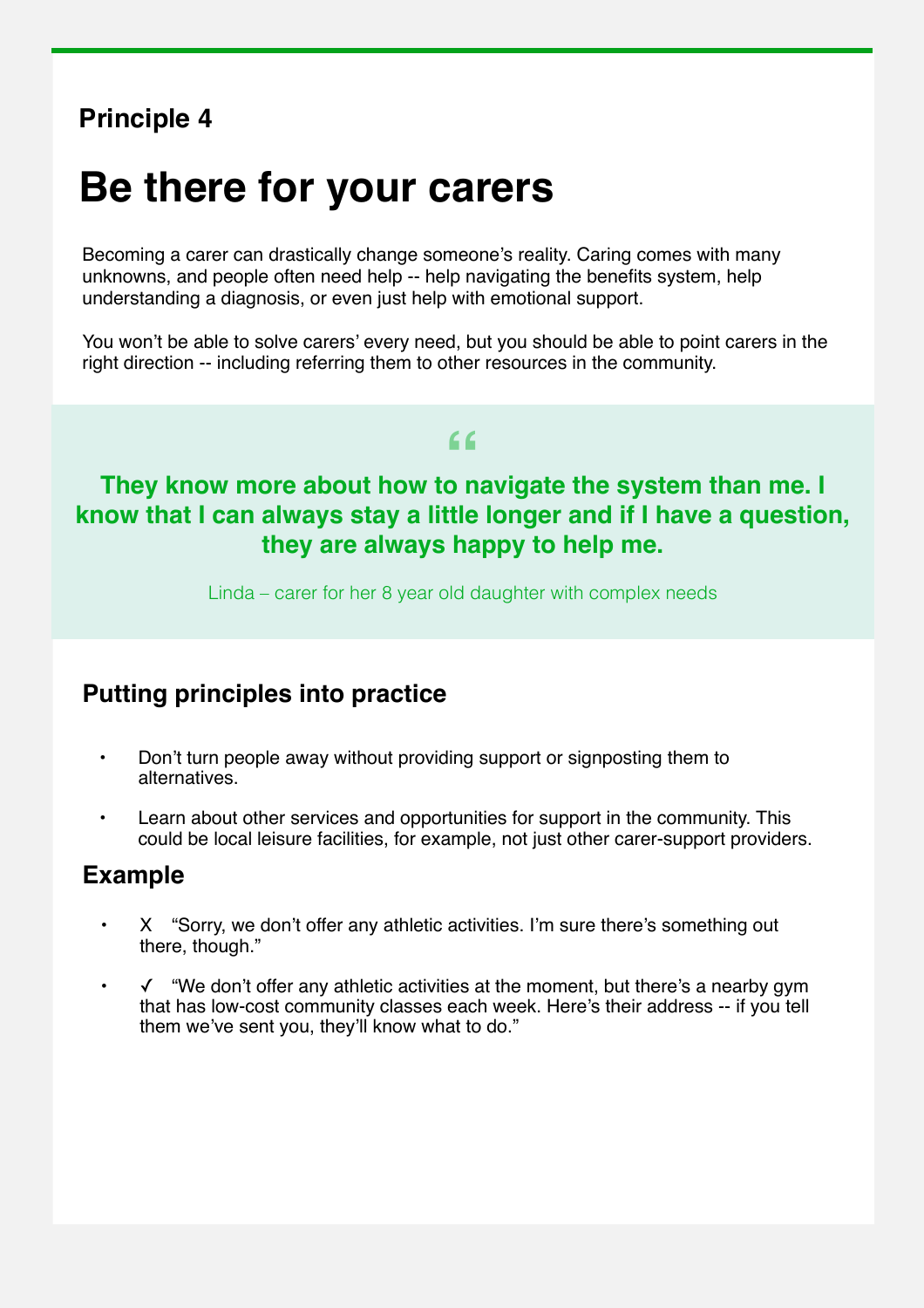**Principle 4**

# Be there for your carers

Becoming a carer can drastically change someone's reality. Caring comes with many unknowns, and people often need help -- help navigating the benefits system, help understanding a diagnosis, or even just help with emotional support.

You won't be able to solve carers' every need, but you should be able to point carers in the right direction -- including referring them to other resources in the community.

> **They know more about how to navigate the system than me. I know that I can always stay a little longer and if I have a question, they are always happy to help me.**
>
> Linda – carer for her 8 year old daughter with complex needs

## Putting principles into practice

- Don't turn people away without providing support or signposting them to alternatives.
- Learn about other services and opportunities for support in the community. This could be local leisure facilities, for example, not just other carer-support providers.

## Example

- X "Sorry, we don't offer any athletic activities. I'm sure there's something out there, though."
- ✓ "We don't offer any athletic activities at the moment, but there's a nearby gym that has low-cost community classes each week. Here's their address -- if you tell them we've sent you, they'll know what to do."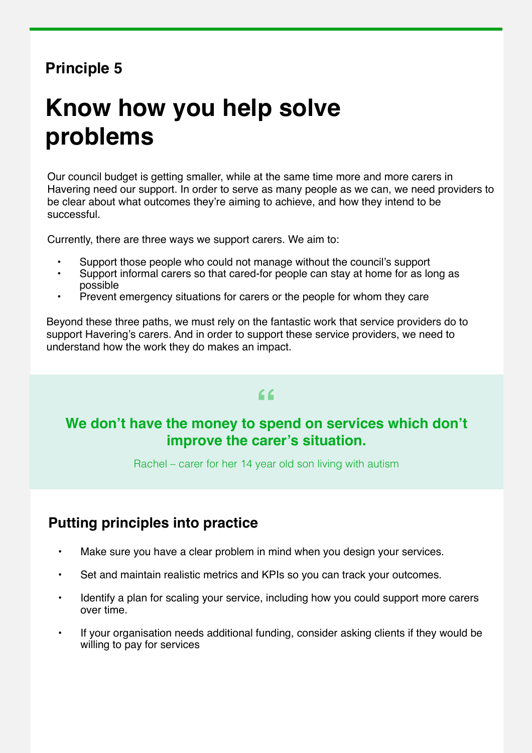**Principle 5**

# Know how you help solve problems

Our council budget is getting smaller, while at the same time more and more carers in Havering need our support. In order to serve as many people as we can, we need providers to be clear about what outcomes they're aiming to achieve, and how they intend to be successful.

Currently, there are three ways we support carers. We aim to:

- Support those people who could not manage without the council's support
- Support informal carers so that cared-for people can stay at home for as long as possible
- Prevent emergency situations for carers or the people for whom they care

Beyond these three paths, we must rely on the fantastic work that service providers do to support Havering's carers. And in order to support these service providers, we need to understand how the work they do makes an impact.

> **We don't have the money to spend on services which don't improve the carer's situation.**
>
> Rachel – carer for her 14 year old son living with autism

## Putting principles into practice

- Make sure you have a clear problem in mind when you design your services.
- Set and maintain realistic metrics and KPIs so you can track your outcomes.
- Identify a plan for scaling your service, including how you could support more carers over time.
- If your organisation needs additional funding, consider asking clients if they would be willing to pay for services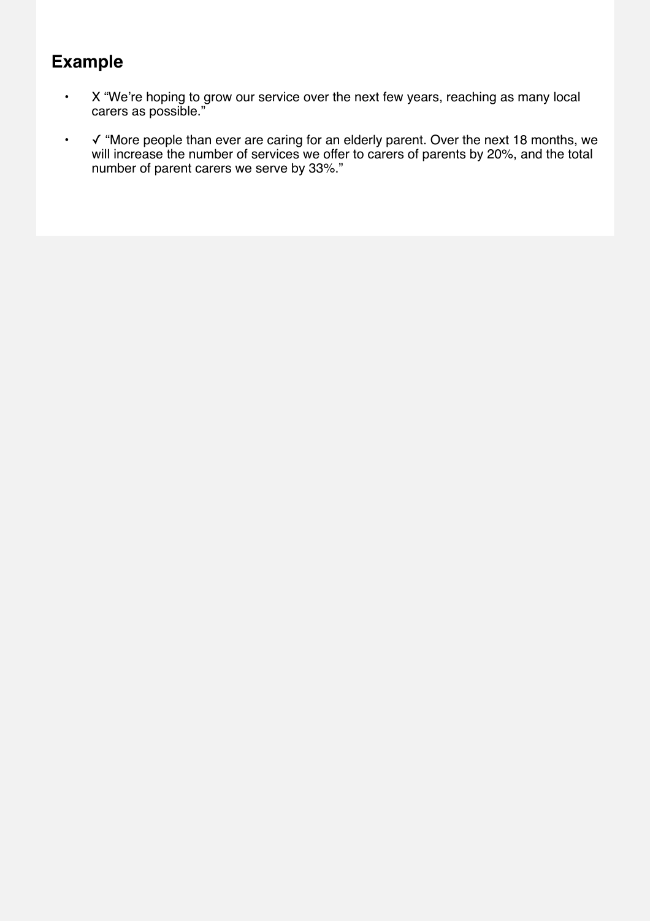## Example

- X "We're hoping to grow our service over the next few years, reaching as many local carers as possible."
- ✓ "More people than ever are caring for an elderly parent. Over the next 18 months, we will increase the number of services we offer to carers of parents by 20%, and the total number of parent carers we serve by 33%."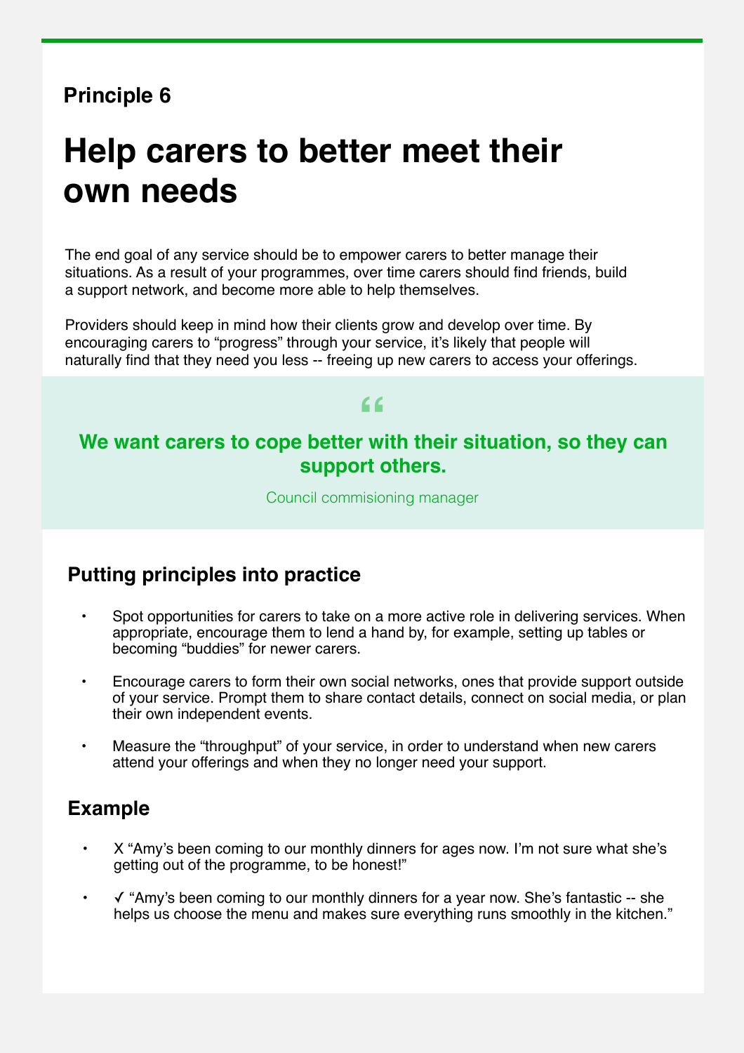**Principle 6**

# Help carers to better meet their own needs

The end goal of any service should be to empower carers to better manage their situations. As a result of your programmes, over time carers should find friends, build a support network, and become more able to help themselves.

Providers should keep in mind how their clients grow and develop over time. By encouraging carers to "progress" through your service, it's likely that people will naturally find that they need you less -- freeing up new carers to access your offerings.

> **We want carers to cope better with their situation, so they can support others.**
>
> Council commisioning manager

## Putting principles into practice

- Spot opportunities for carers to take on a more active role in delivering services. When appropriate, encourage them to lend a hand by, for example, setting up tables or becoming "buddies" for newer carers.
- Encourage carers to form their own social networks, ones that provide support outside of your service. Prompt them to share contact details, connect on social media, or plan their own independent events.
- Measure the "throughput" of your service, in order to understand when new carers attend your offerings and when they no longer need your support.

## Example

- X "Amy's been coming to our monthly dinners for ages now. I'm not sure what she's getting out of the programme, to be honest!"
- ✓ "Amy's been coming to our monthly dinners for a year now. She's fantastic -- she helps us choose the menu and makes sure everything runs smoothly in the kitchen."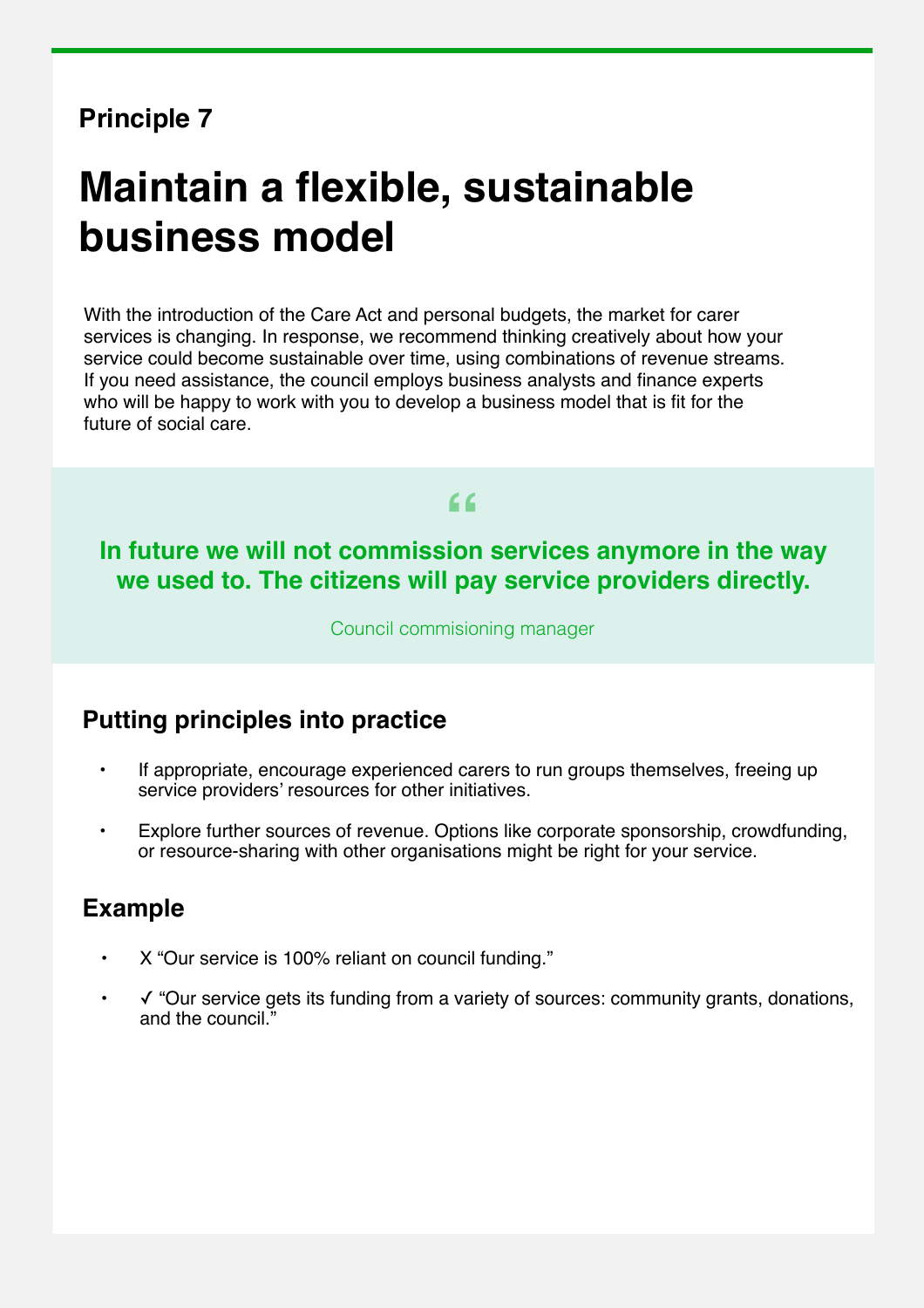**Principle 7**

# Maintain a flexible, sustainable business model

With the introduction of the Care Act and personal budgets, the market for carer services is changing. In response, we recommend thinking creatively about how your service could become sustainable over time, using combinations of revenue streams. If you need assistance, the council employs business analysts and finance experts who will be happy to work with you to develop a business model that is fit for the future of social care.

> **In future we will not commission services anymore in the way we used to. The citizens will pay service providers directly.**
>
> Council commisioning manager

## Putting principles into practice

- If appropriate, encourage experienced carers to run groups themselves, freeing up service providers' resources for other initiatives.
- Explore further sources of revenue. Options like corporate sponsorship, crowdfunding, or resource-sharing with other organisations might be right for your service.

## Example

- X "Our service is 100% reliant on council funding."
- ✓ "Our service gets its funding from a variety of sources: community grants, donations, and the council."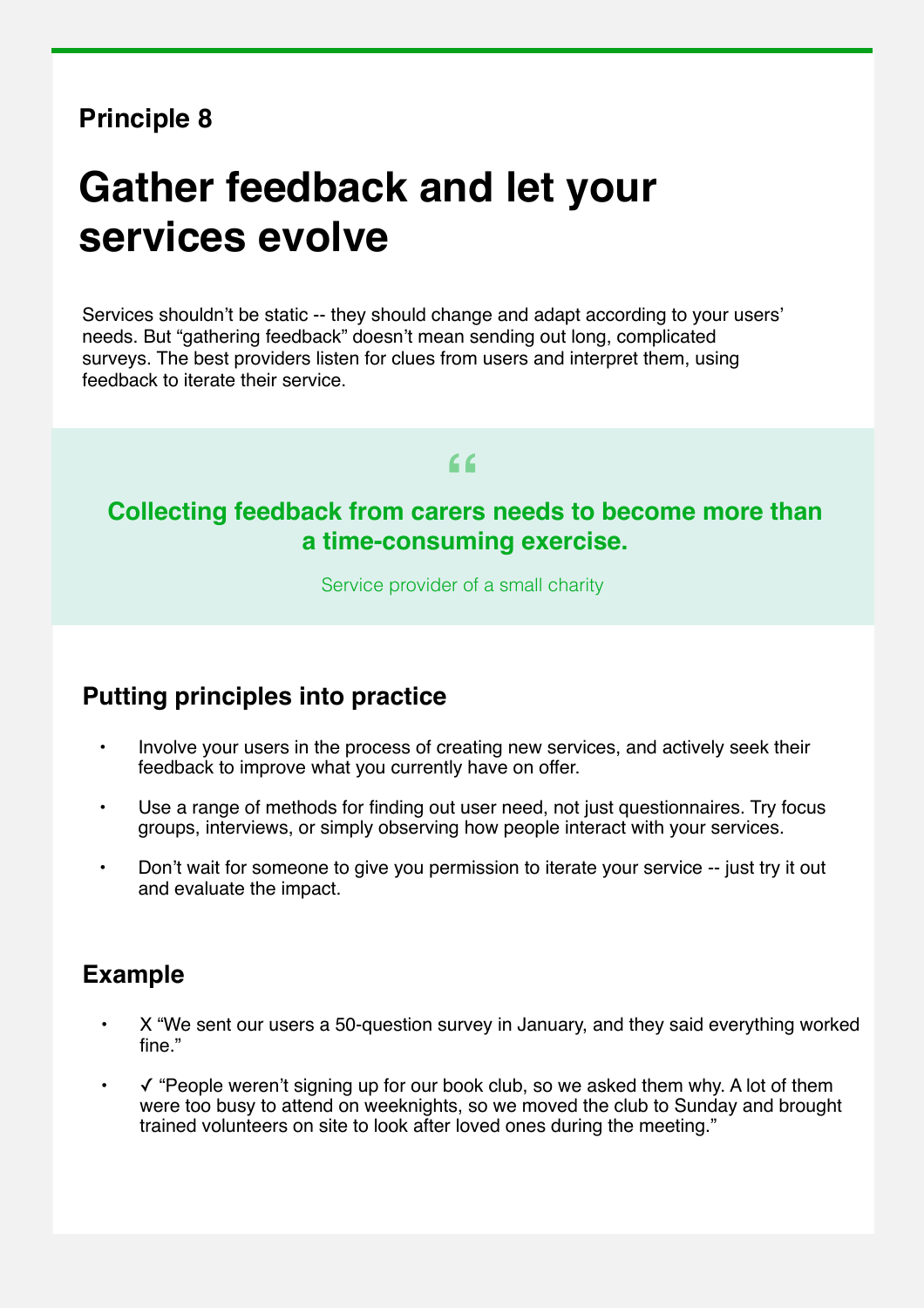**Principle 8**

# Gather feedback and let your services evolve

Services shouldn't be static -- they should change and adapt according to your users' needs. But "gathering feedback" doesn't mean sending out long, complicated surveys. The best providers listen for clues from users and interpret them, using feedback to iterate their service.

> **Collecting feedback from carers needs to become more than a time-consuming exercise.**
>
> Service provider of a small charity

## Putting principles into practice

- Involve your users in the process of creating new services, and actively seek their feedback to improve what you currently have on offer.
- Use a range of methods for finding out user need, not just questionnaires. Try focus groups, interviews, or simply observing how people interact with your services.
- Don't wait for someone to give you permission to iterate your service -- just try it out and evaluate the impact.

## Example

- X "We sent our users a 50-question survey in January, and they said everything worked fine."
- ✓ "People weren't signing up for our book club, so we asked them why. A lot of them were too busy to attend on weeknights, so we moved the club to Sunday and brought trained volunteers on site to look after loved ones during the meeting."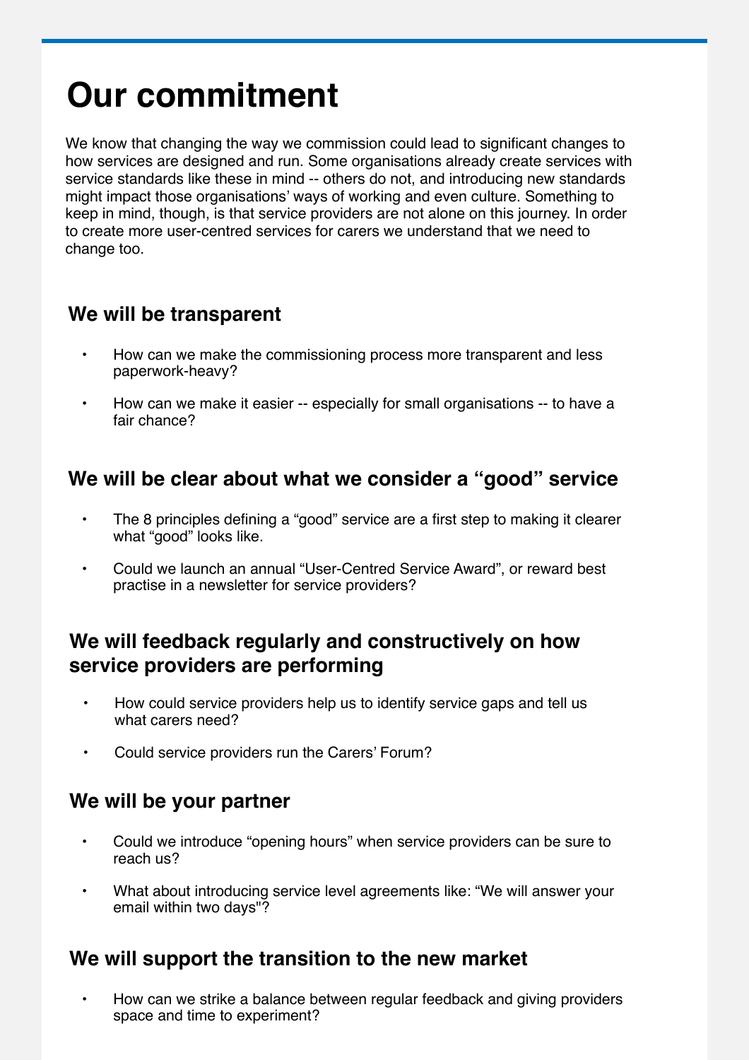# Our commitment

We know that changing the way we commission could lead to significant changes to how services are designed and run. Some organisations already create services with service standards like these in mind -- others do not, and introducing new standards might impact those organisations' ways of working and even culture. Something to keep in mind, though, is that service providers are not alone on this journey. In order to create more user-centred services for carers we understand that we need to change too.

### We will be transparent

- How can we make the commissioning process more transparent and less paperwork-heavy?
- How can we make it easier -- especially for small organisations -- to have a fair chance?

### We will be clear about what we consider a "good" service

- The 8 principles defining a "good" service are a first step to making it clearer what "good" looks like.
- Could we launch an annual "User-Centred Service Award", or reward best practise in a newsletter for service providers?

### We will feedback regularly and constructively on how service providers are performing

- How could service providers help us to identify service gaps and tell us what carers need?
- Could service providers run the Carers' Forum?

### We will be your partner

- Could we introduce "opening hours" when service providers can be sure to reach us?
- What about introducing service level agreements like: "We will answer your email within two days"?

### We will support the transition to the new market

- How can we strike a balance between regular feedback and giving providers space and time to experiment?